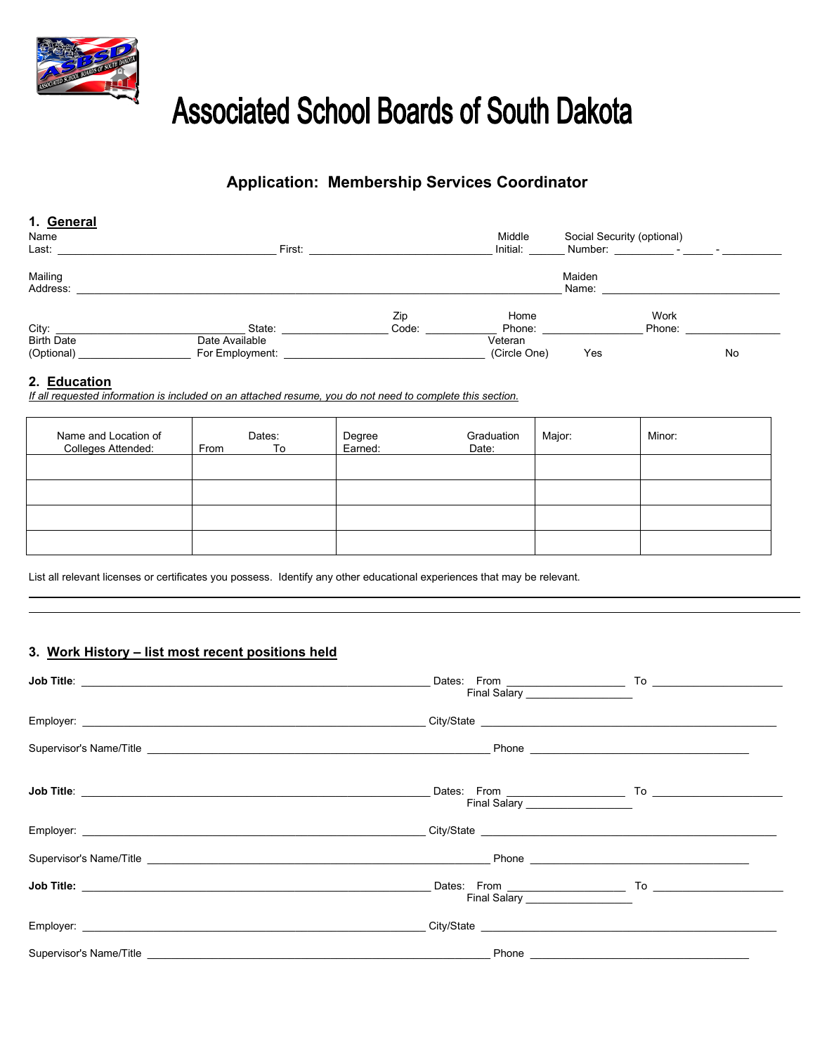# Associated School Boards of South Dakota

## Application: Membership Services Coordinator

### 1. General

Name Last: ______________________ First: ______________________ Middle Initial: _____ Social Security (optional) Number: ________ - _____ - ________

Mailing Address: ______________________________________________ Maiden Name: ______________________

City: ______________________ State: ____________ Zip Code: __________ Home Phone: ______________ Work Phone: ______________

Birth Date (Optional) ______________ Date Available For Employment: ______________________ Veteran (Circle One) Yes No

### 2. Education

*If all requested information is included on an attached resume, you do not need to complete this section.*

| Name and Location of Colleges Attended: | Dates: From To | Degree Earned: Graduation Date: | Major: | Minor: |
|---|---|---|---|---|
| | | | | |
| | | | | |
| | | | | |
| | | | | |

List all relevant licenses or certificates you possess. Identify any other educational experiences that may be relevant.

______________________________________________________________________

______________________________________________________________________

### 3. Work History – list most recent positions held

**Job Title**: ______________________________ Dates: From ______________ To ______________
Final Salary ______________

Employer: ______________________________ City/State ______________________________

Supervisor's Name/Title ______________________________ Phone ______________________

**Job Title**: ______________________________ Dates: From ______________ To ______________
Final Salary ______________

Employer: ______________________________ City/State ______________________________

Supervisor's Name/Title ______________________________ Phone ______________________

**Job Title:** ______________________________ Dates: From ______________ To ______________
Final Salary ______________

Employer: ______________________________ City/State ______________________________

Supervisor's Name/Title ______________________________ Phone ______________________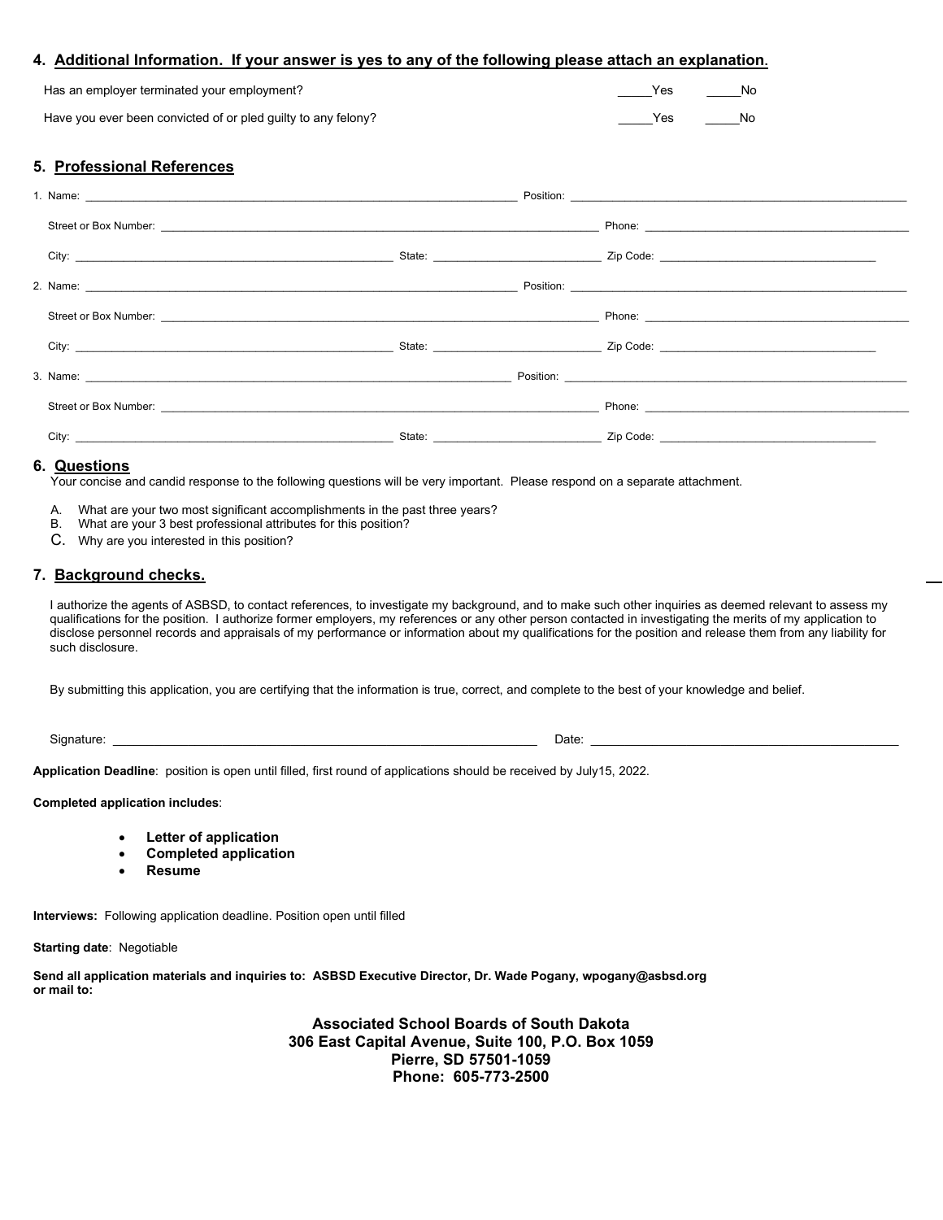## 4. Additional Information. If your answer is yes to any of the following please attach an explanation.

Has an employer terminated your employment? _____Yes _____No

Have you ever been convicted of or pled guilty to any felony? _____Yes _____No

## 5. Professional References

1. Name: ______________________________ Position: ______________________________

   Street or Box Number: ______________________________ Phone: ______________________________

   City: ______________________ State: ______________ Zip Code: ______________

2. Name: ______________________________ Position: ______________________________

   Street or Box Number: ______________________________ Phone: ______________________________

   City: ______________________ State: ______________ Zip Code: ______________

3. Name: ______________________________ Position: ______________________________

   Street or Box Number: ______________________________ Phone: ______________________________

   City: ______________________ State: ______________ Zip Code: ______________

## 6. Questions

Your concise and candid response to the following questions will be very important. Please respond on a separate attachment.

A. What are your two most significant accomplishments in the past three years?
B. What are your 3 best professional attributes for this position?
C. Why are you interested in this position?

## 7. Background checks.

I authorize the agents of ASBSD, to contact references, to investigate my background, and to make such other inquiries as deemed relevant to assess my qualifications for the position. I authorize former employers, my references or any other person contacted in investigating the merits of my application to disclose personnel records and appraisals of my performance or information about my qualifications for the position and release them from any liability for such disclosure.

By submitting this application, you are certifying that the information is true, correct, and complete to the best of your knowledge and belief.

Signature: ______________________________ Date: ______________________________

**Application Deadline**: position is open until filled, first round of applications should be received by July15, 2022.

**Completed application includes**:

- **Letter of application**
- **Completed application**
- **Resume**

**Interviews:** Following application deadline. Position open until filled

**Starting date**: Negotiable

**Send all application materials and inquiries to: ASBSD Executive Director, Dr. Wade Pogany, wpogany@asbsd.org or mail to:**

**Associated School Boards of South Dakota**
**306 East Capital Avenue, Suite 100, P.O. Box 1059**
**Pierre, SD 57501-1059**
**Phone: 605-773-2500**